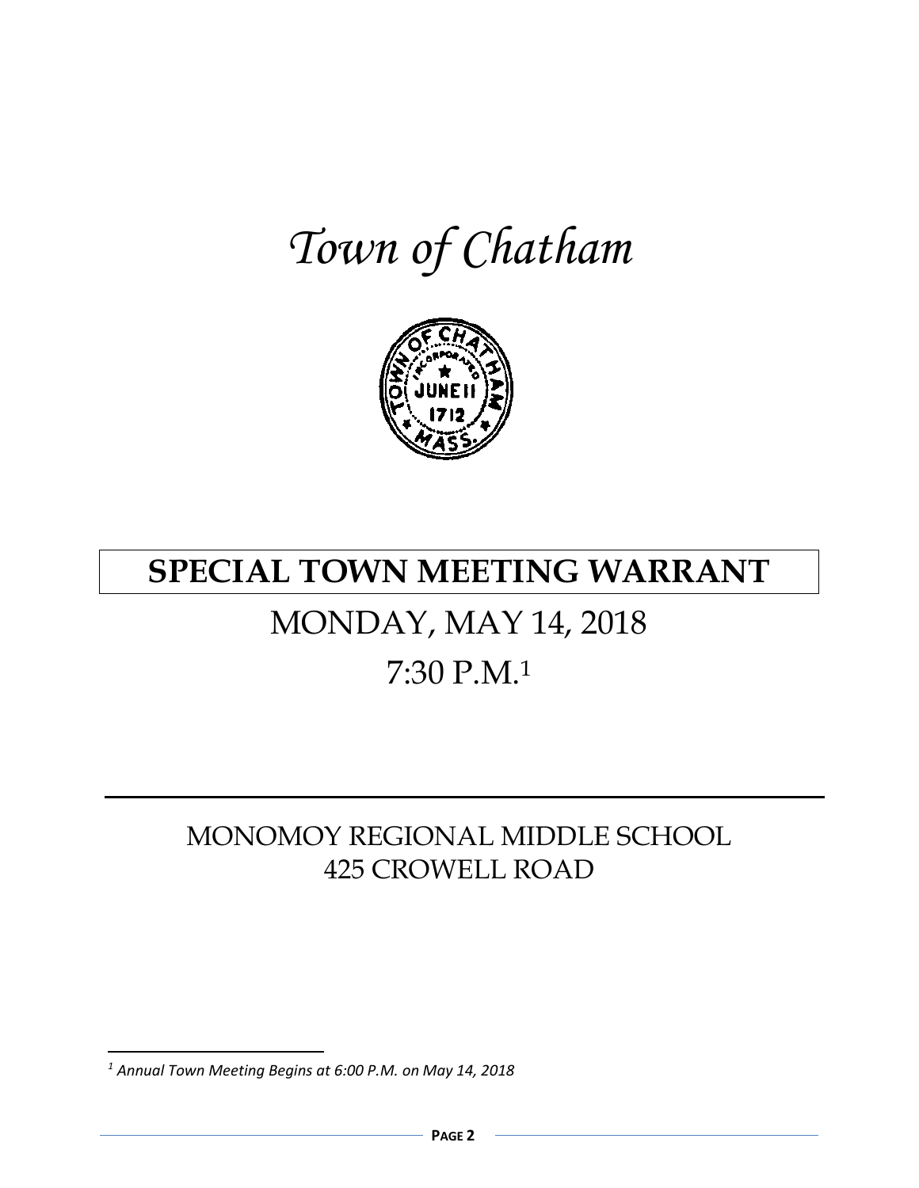# *Town of Chatham*

# SPECIAL TOWN MEETING WARRANT

## MONDAY, MAY 14, 2018

## 7:30 P.M.[1]

---

MONOMOY REGIONAL MIDDLE SCHOOL
425 CROWELL ROAD

---

[1] *Annual Town Meeting Begins at 6:00 P.M. on May 14, 2018*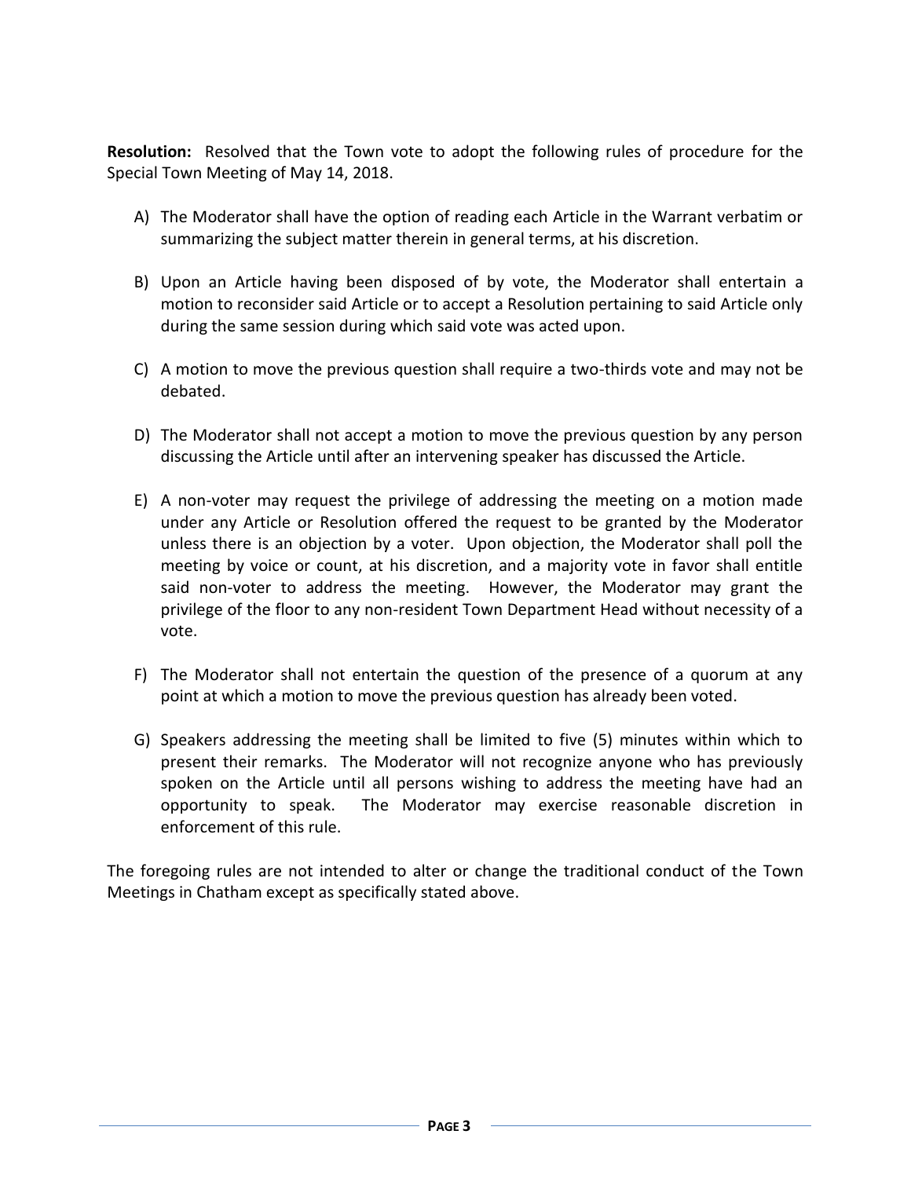**Resolution:** Resolved that the Town vote to adopt the following rules of procedure for the Special Town Meeting of May 14, 2018.

A) The Moderator shall have the option of reading each Article in the Warrant verbatim or summarizing the subject matter therein in general terms, at his discretion.

B) Upon an Article having been disposed of by vote, the Moderator shall entertain a motion to reconsider said Article or to accept a Resolution pertaining to said Article only during the same session during which said vote was acted upon.

C) A motion to move the previous question shall require a two-thirds vote and may not be debated.

D) The Moderator shall not accept a motion to move the previous question by any person discussing the Article until after an intervening speaker has discussed the Article.

E) A non-voter may request the privilege of addressing the meeting on a motion made under any Article or Resolution offered the request to be granted by the Moderator unless there is an objection by a voter. Upon objection, the Moderator shall poll the meeting by voice or count, at his discretion, and a majority vote in favor shall entitle said non-voter to address the meeting. However, the Moderator may grant the privilege of the floor to any non-resident Town Department Head without necessity of a vote.

F) The Moderator shall not entertain the question of the presence of a quorum at any point at which a motion to move the previous question has already been voted.

G) Speakers addressing the meeting shall be limited to five (5) minutes within which to present their remarks. The Moderator will not recognize anyone who has previously spoken on the Article until all persons wishing to address the meeting have had an opportunity to speak. The Moderator may exercise reasonable discretion in enforcement of this rule.

The foregoing rules are not intended to alter or change the traditional conduct of the Town Meetings in Chatham except as specifically stated above.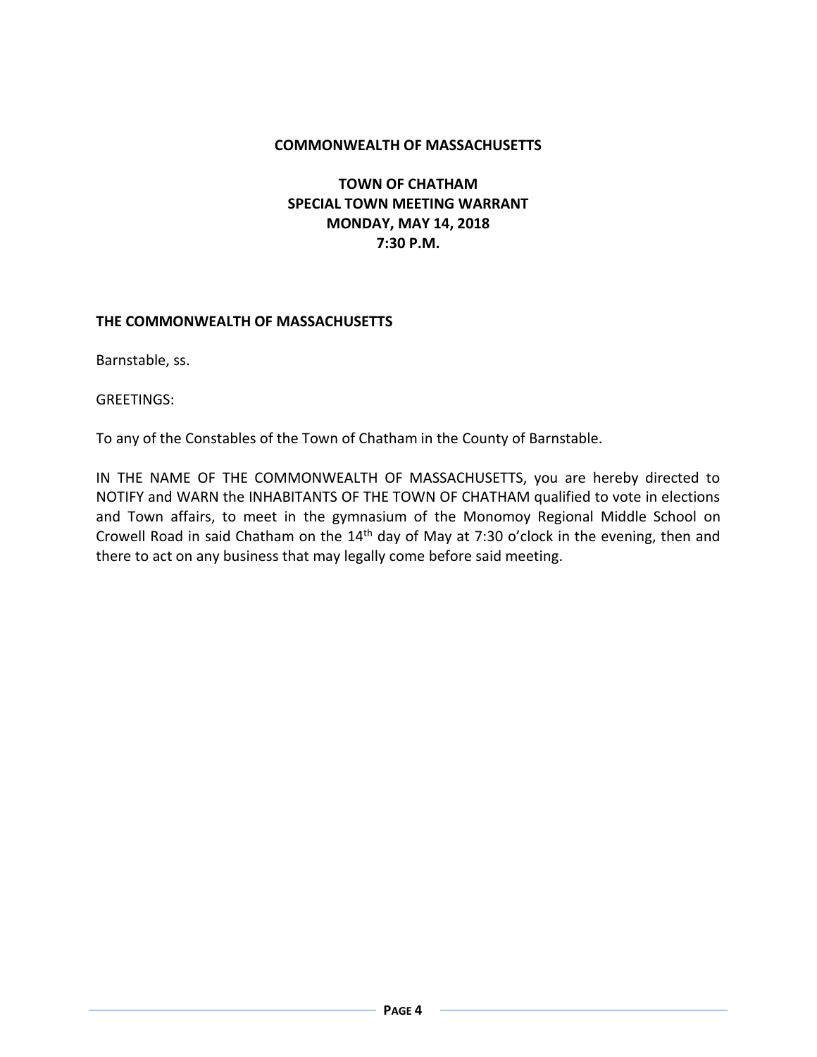**COMMONWEALTH OF MASSACHUSETTS**

# TOWN OF CHATHAM
# SPECIAL TOWN MEETING WARRANT
# MONDAY, MAY 14, 2018
# 7:30 P.M.

**THE COMMONWEALTH OF MASSACHUSETTS**

Barnstable, ss.

GREETINGS:

To any of the Constables of the Town of Chatham in the County of Barnstable.

IN THE NAME OF THE COMMONWEALTH OF MASSACHUSETTS, you are hereby directed to NOTIFY and WARN the INHABITANTS OF THE TOWN OF CHATHAM qualified to vote in elections and Town affairs, to meet in the gymnasium of the Monomoy Regional Middle School on Crowell Road in said Chatham on the 14th day of May at 7:30 o'clock in the evening, then and there to act on any business that may legally come before said meeting.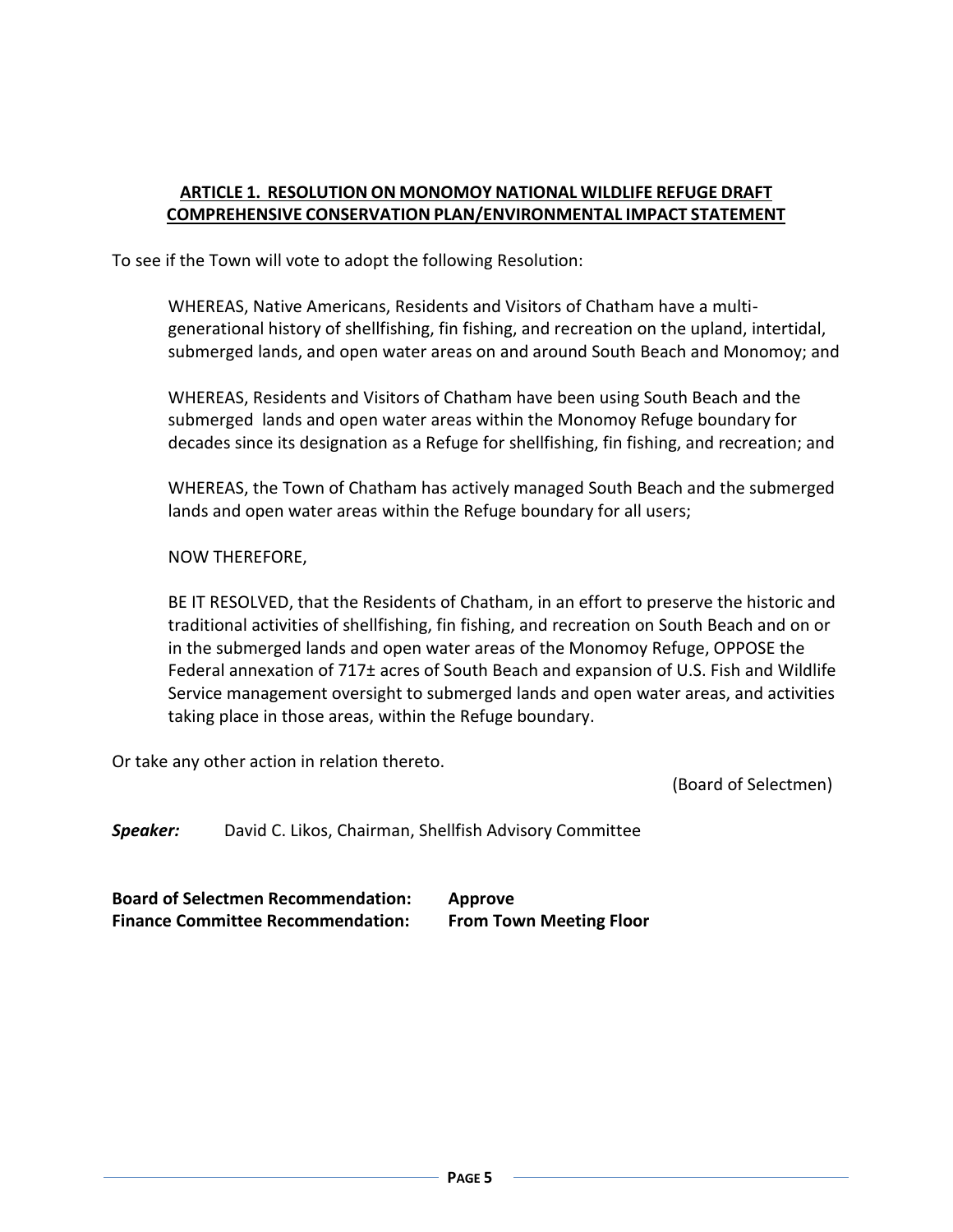## ARTICLE 1. RESOLUTION ON MONOMOY NATIONAL WILDLIFE REFUGE DRAFT COMPREHENSIVE CONSERVATION PLAN/ENVIRONMENTAL IMPACT STATEMENT

To see if the Town will vote to adopt the following Resolution:

> WHEREAS, Native Americans, Residents and Visitors of Chatham have a multi-generational history of shellfishing, fin fishing, and recreation on the upland, intertidal, submerged lands, and open water areas on and around South Beach and Monomoy; and
>
> WHEREAS, Residents and Visitors of Chatham have been using South Beach and the submerged lands and open water areas within the Monomoy Refuge boundary for decades since its designation as a Refuge for shellfishing, fin fishing, and recreation; and
>
> WHEREAS, the Town of Chatham has actively managed South Beach and the submerged lands and open water areas within the Refuge boundary for all users;
>
> NOW THEREFORE,
>
> BE IT RESOLVED, that the Residents of Chatham, in an effort to preserve the historic and traditional activities of shellfishing, fin fishing, and recreation on South Beach and on or in the submerged lands and open water areas of the Monomoy Refuge, OPPOSE the Federal annexation of 717± acres of South Beach and expansion of U.S. Fish and Wildlife Service management oversight to submerged lands and open water areas, and activities taking place in those areas, within the Refuge boundary.

Or take any other action in relation thereto.

(Board of Selectmen)

***Speaker:*** David C. Likos, Chairman, Shellfish Advisory Committee

**Board of Selectmen Recommendation:** **Approve**
**Finance Committee Recommendation:** **From Town Meeting Floor**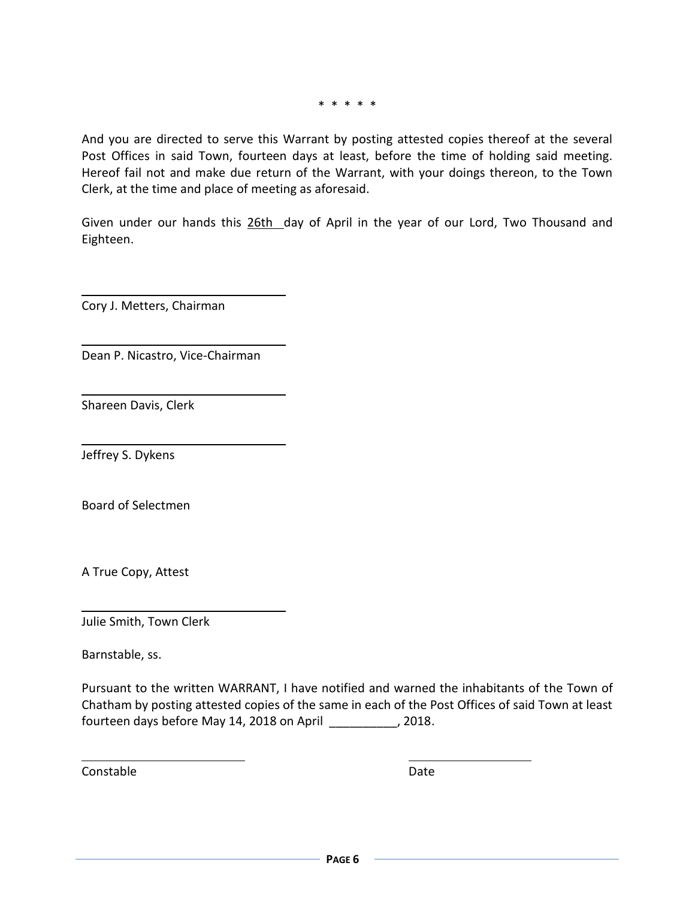\* \* \* \* \*

And you are directed to serve this Warrant by posting attested copies thereof at the several Post Offices in said Town, fourteen days at least, before the time of holding said meeting. Hereof fail not and make due return of the Warrant, with your doings thereon, to the Town Clerk, at the time and place of meeting as aforesaid.

Given under our hands this 26th day of April in the year of our Lord, Two Thousand and Eighteen.

\_\_\_\_\_\_\_\_\_\_\_\_\_\_\_\_\_\_\_\_\_\_\_\_\_\_\_\_\_\_
Cory J. Metters, Chairman

\_\_\_\_\_\_\_\_\_\_\_\_\_\_\_\_\_\_\_\_\_\_\_\_\_\_\_\_\_\_
Dean P. Nicastro, Vice-Chairman

\_\_\_\_\_\_\_\_\_\_\_\_\_\_\_\_\_\_\_\_\_\_\_\_\_\_\_\_\_\_
Shareen Davis, Clerk

\_\_\_\_\_\_\_\_\_\_\_\_\_\_\_\_\_\_\_\_\_\_\_\_\_\_\_\_\_\_
Jeffrey S. Dykens

Board of Selectmen

A True Copy, Attest

\_\_\_\_\_\_\_\_\_\_\_\_\_\_\_\_\_\_\_\_\_\_\_\_\_\_\_\_\_\_
Julie Smith, Town Clerk

Barnstable, ss.

Pursuant to the written WARRANT, I have notified and warned the inhabitants of the Town of Chatham by posting attested copies of the same in each of the Post Offices of said Town at least fourteen days before May 14, 2018 on April \_\_\_\_\_\_\_\_\_\_, 2018.

\_\_\_\_\_\_\_\_\_\_\_\_\_\_\_\_\_\_\_\_\_\_\_\_\_\_\_\_ \_\_\_\_\_\_\_\_\_\_\_\_\_\_\_\_\_\_\_\_\_\_\_\_
Constable Date